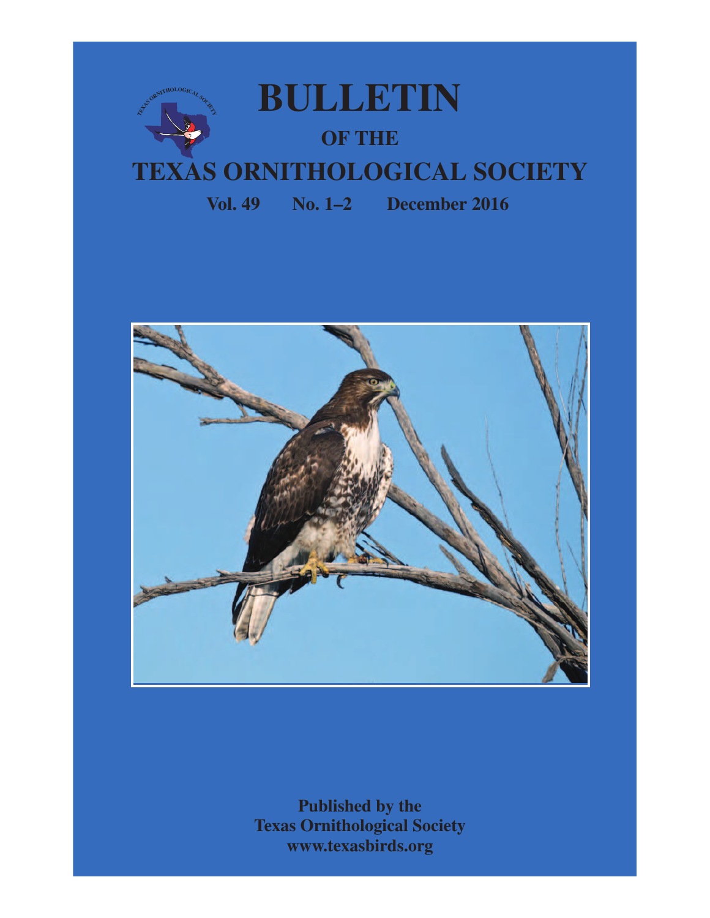# BULLETIN

## OF THE

# TEXAS ORNITHOLOGICAL SOCIETY

**Vol. 49 No. 1–2 December 2016**

**Published by the**
**Texas Ornithological Society**
**www.texasbirds.org**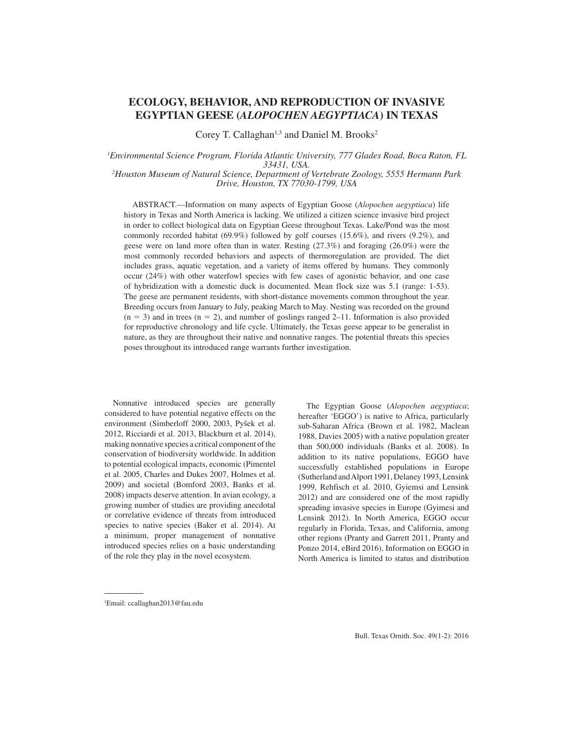# ECOLOGY, BEHAVIOR, AND REPRODUCTION OF INVASIVE EGYPTIAN GEESE (*ALOPOCHEN AEGYPTIACA*) IN TEXAS

Corey T. Callaghan[1,3] and Daniel M. Brooks[2]

[1]*Environmental Science Program, Florida Atlantic University, 777 Glades Road, Boca Raton, FL 33431, USA.*
[2]*Houston Museum of Natural Science, Department of Vertebrate Zoology, 5555 Hermann Park Drive, Houston, TX 77030-1799, USA*

ABSTRACT.—Information on many aspects of Egyptian Goose (*Alopochen aegyptiaca*) life history in Texas and North America is lacking. We utilized a citizen science invasive bird project in order to collect biological data on Egyptian Geese throughout Texas. Lake/Pond was the most commonly recorded habitat (69.9%) followed by golf courses (15.6%), and rivers (9.2%), and geese were on land more often than in water. Resting (27.3%) and foraging (26.0%) were the most commonly recorded behaviors and aspects of thermoregulation are provided. The diet includes grass, aquatic vegetation, and a variety of items offered by humans. They commonly occur (24%) with other waterfowl species with few cases of agonistic behavior, and one case of hybridization with a domestic duck is documented. Mean flock size was 5.1 (range: 1-53). The geese are permanent residents, with short-distance movements common throughout the year. Breeding occurs from January to July, peaking March to May. Nesting was recorded on the ground (n = 3) and in trees (n = 2), and number of goslings ranged 2–11. Information is also provided for reproductive chronology and life cycle. Ultimately, the Texas geese appear to be generalist in nature, as they are throughout their native and nonnative ranges. The potential threats this species poses throughout its introduced range warrants further investigation.

Nonnative introduced species are generally considered to have potential negative effects on the environment (Simberloff 2000, 2003, Pyšek et al. 2012, Ricciardi et al. 2013, Blackburn et al. 2014), making nonnative species a critical component of the conservation of biodiversity worldwide. In addition to potential ecological impacts, economic (Pimentel et al. 2005, Charles and Dukes 2007, Holmes et al. 2009) and societal (Bomford 2003, Banks et al. 2008) impacts deserve attention. In avian ecology, a growing number of studies are providing anecdotal or correlative evidence of threats from introduced species to native species (Baker et al. 2014). At a minimum, proper management of nonnative introduced species relies on a basic understanding of the role they play in the novel ecosystem.

The Egyptian Goose (*Alopochen aegyptiaca*; hereafter 'EGGO') is native to Africa, particularly sub-Saharan Africa (Brown et al. 1982, Maclean 1988, Davies 2005) with a native population greater than 500,000 individuals (Banks et al. 2008). In addition to its native populations, EGGO have successfully established populations in Europe (Sutherland and Alport 1991, Delaney 1993, Lensink 1999, Rehfisch et al. 2010, Gyiemsi and Lensink 2012) and are considered one of the most rapidly spreading invasive species in Europe (Gyimesi and Lensink 2012). In North America, EGGO occur regularly in Florida, Texas, and California, among other regions (Pranty and Garrett 2011, Pranty and Ponzo 2014, eBird 2016). Information on EGGO in North America is limited to status and distribution

[1]Email: ccallaghan2013@fau.edu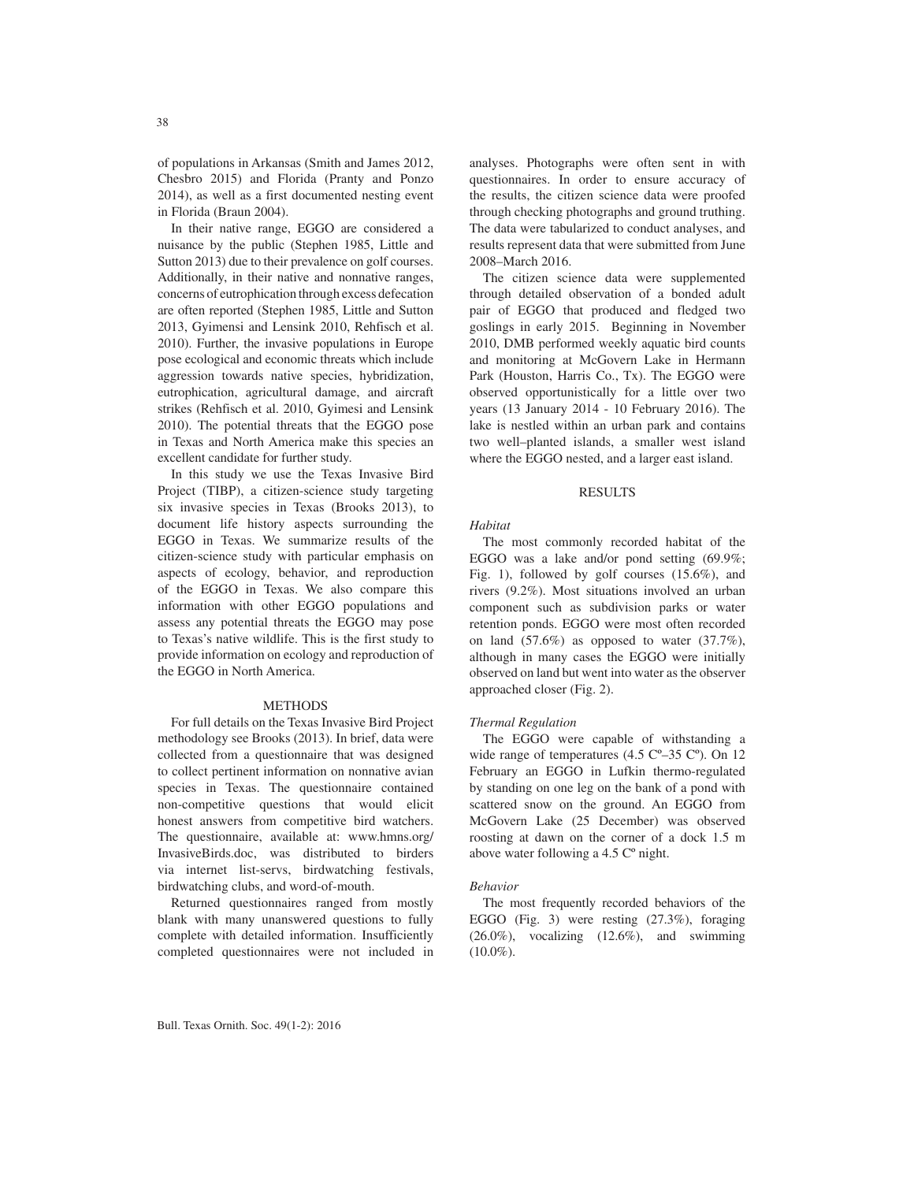of populations in Arkansas (Smith and James 2012, Chesbro 2015) and Florida (Pranty and Ponzo 2014), as well as a first documented nesting event in Florida (Braun 2004).

In their native range, EGGO are considered a nuisance by the public (Stephen 1985, Little and Sutton 2013) due to their prevalence on golf courses. Additionally, in their native and nonnative ranges, concerns of eutrophication through excess defecation are often reported (Stephen 1985, Little and Sutton 2013, Gyimensi and Lensink 2010, Rehfisch et al. 2010). Further, the invasive populations in Europe pose ecological and economic threats which include aggression towards native species, hybridization, eutrophication, agricultural damage, and aircraft strikes (Rehfisch et al. 2010, Gyimesi and Lensink 2010). The potential threats that the EGGO pose in Texas and North America make this species an excellent candidate for further study.

In this study we use the Texas Invasive Bird Project (TIBP), a citizen-science study targeting six invasive species in Texas (Brooks 2013), to document life history aspects surrounding the EGGO in Texas. We summarize results of the citizen-science study with particular emphasis on aspects of ecology, behavior, and reproduction of the EGGO in Texas. We also compare this information with other EGGO populations and assess any potential threats the EGGO may pose to Texas's native wildlife. This is the first study to provide information on ecology and reproduction of the EGGO in North America.

## METHODS

For full details on the Texas Invasive Bird Project methodology see Brooks (2013). In brief, data were collected from a questionnaire that was designed to collect pertinent information on nonnative avian species in Texas. The questionnaire contained non-competitive questions that would elicit honest answers from competitive bird watchers. The questionnaire, available at: www.hmns.org/InvasiveBirds.doc, was distributed to birders via internet list-servs, birdwatching festivals, birdwatching clubs, and word-of-mouth.

Returned questionnaires ranged from mostly blank with many unanswered questions to fully complete with detailed information. Insufficiently completed questionnaires were not included in analyses. Photographs were often sent in with questionnaires. In order to ensure accuracy of the results, the citizen science data were proofed through checking photographs and ground truthing. The data were tabularized to conduct analyses, and results represent data that were submitted from June 2008–March 2016.

The citizen science data were supplemented through detailed observation of a bonded adult pair of EGGO that produced and fledged two goslings in early 2015. Beginning in November 2010, DMB performed weekly aquatic bird counts and monitoring at McGovern Lake in Hermann Park (Houston, Harris Co., Tx). The EGGO were observed opportunistically for a little over two years (13 January 2014 - 10 February 2016). The lake is nestled within an urban park and contains two well–planted islands, a smaller west island where the EGGO nested, and a larger east island.

## RESULTS

### *Habitat*

The most commonly recorded habitat of the EGGO was a lake and/or pond setting (69.9%; Fig. 1), followed by golf courses (15.6%), and rivers (9.2%). Most situations involved an urban component such as subdivision parks or water retention ponds. EGGO were most often recorded on land (57.6%) as opposed to water (37.7%), although in many cases the EGGO were initially observed on land but went into water as the observer approached closer (Fig. 2).

### *Thermal Regulation*

The EGGO were capable of withstanding a wide range of temperatures (4.5 Cº–35 Cº). On 12 February an EGGO in Lufkin thermo-regulated by standing on one leg on the bank of a pond with scattered snow on the ground. An EGGO from McGovern Lake (25 December) was observed roosting at dawn on the corner of a dock 1.5 m above water following a 4.5 Cº night.

### *Behavior*

The most frequently recorded behaviors of the EGGO (Fig. 3) were resting (27.3%), foraging (26.0%), vocalizing (12.6%), and swimming (10.0%).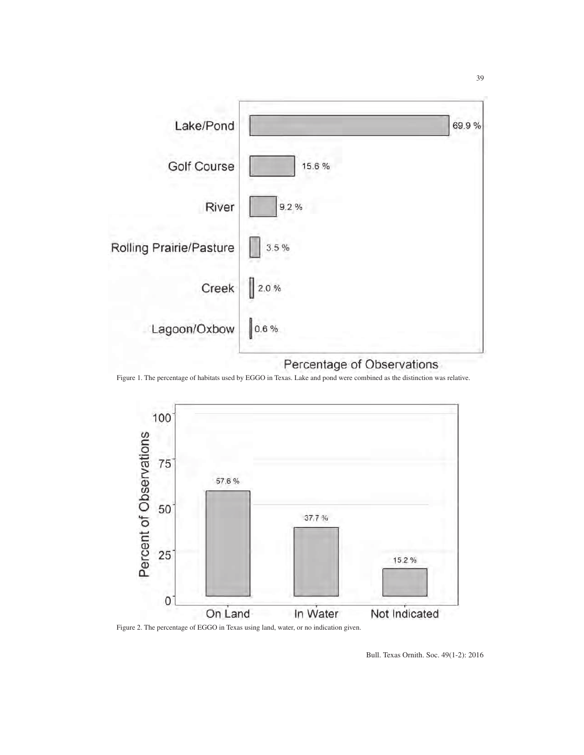Figure 1. The percentage of habitats used by EGGO in Texas. Lake and pond were combined as the distinction was relative.

Figure 2. The percentage of EGGO in Texas using land, water, or no indication given.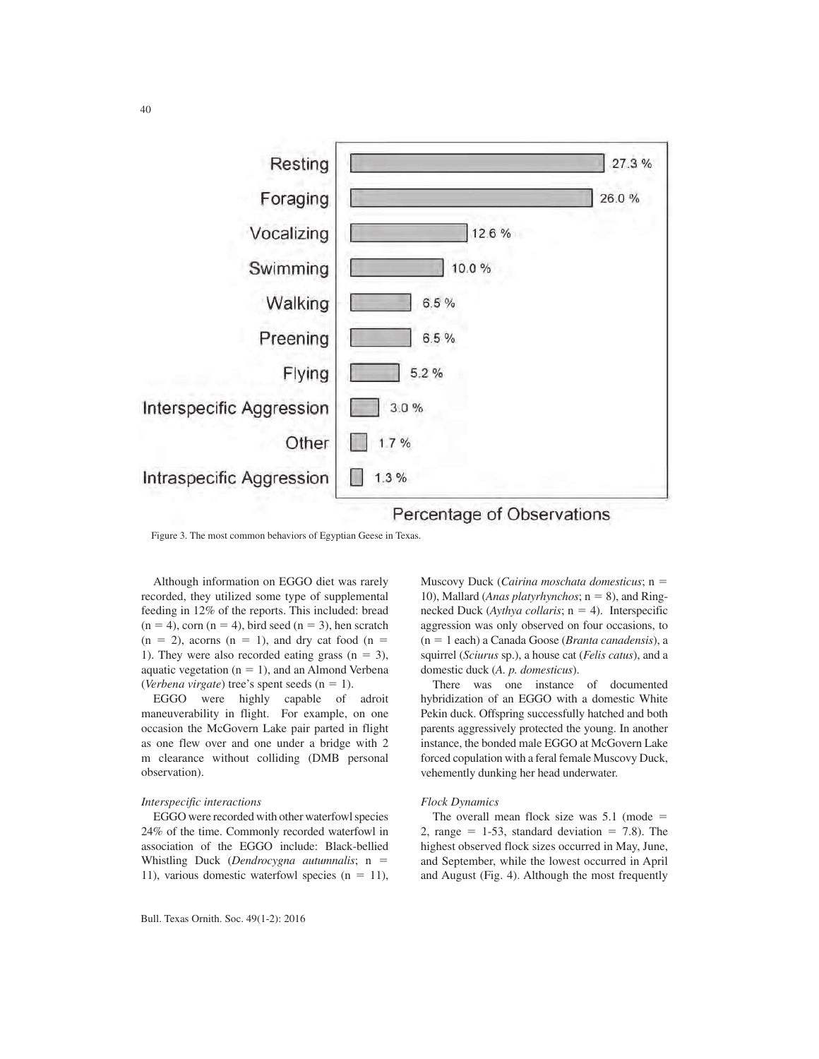| Behavior | Percentage of Observations |
|---|---|
| Resting | 27.3 % |
| Foraging | 26.0 % |
| Vocalizing | 12.6 % |
| Swimming | 10.0 % |
| Walking | 6.5 % |
| Preening | 6.5 % |
| Flying | 5.2 % |
| Interspecific Aggression | 3.0 % |
| Other | 1.7 % |
| Intraspecific Aggression | 1.3 % |

Figure 3. The most common behaviors of Egyptian Geese in Texas.

Although information on EGGO diet was rarely recorded, they utilized some type of supplemental feeding in 12% of the reports. This included: bread (n = 4), corn (n = 4), bird seed (n = 3), hen scratch (n = 2), acorns (n = 1), and dry cat food (n = 1). They were also recorded eating grass (n = 3), aquatic vegetation (n = 1), and an Almond Verbena (*Verbena virgate*) tree's spent seeds (n = 1).

EGGO were highly capable of adroit maneuverability in flight. For example, on one occasion the McGovern Lake pair parted in flight as one flew over and one under a bridge with 2 m clearance without colliding (DMB personal observation).

### *Interspecific interactions*

EGGO were recorded with other waterfowl species 24% of the time. Commonly recorded waterfowl in association of the EGGO include: Black-bellied Whistling Duck (*Dendrocygna autumnalis*; n = 11), various domestic waterfowl species (n = 11), Muscovy Duck (*Cairina moschata domesticus*; n = 10), Mallard (*Anas platyrhynchos*; n = 8), and Ring-necked Duck (*Aythya collaris*; n = 4). Interspecific aggression was only observed on four occasions, to (n = 1 each) a Canada Goose (*Branta canadensis*), a squirrel (*Sciurus* sp.), a house cat (*Felis catus*), and a domestic duck (*A. p. domesticus*).

There was one instance of documented hybridization of an EGGO with a domestic White Pekin duck. Offspring successfully hatched and both parents aggressively protected the young. In another instance, the bonded male EGGO at McGovern Lake forced copulation with a feral female Muscovy Duck, vehemently dunking her head underwater.

### *Flock Dynamics*

The overall mean flock size was 5.1 (mode = 2, range = 1-53, standard deviation = 7.8). The highest observed flock sizes occurred in May, June, and September, while the lowest occurred in April and August (Fig. 4). Although the most frequently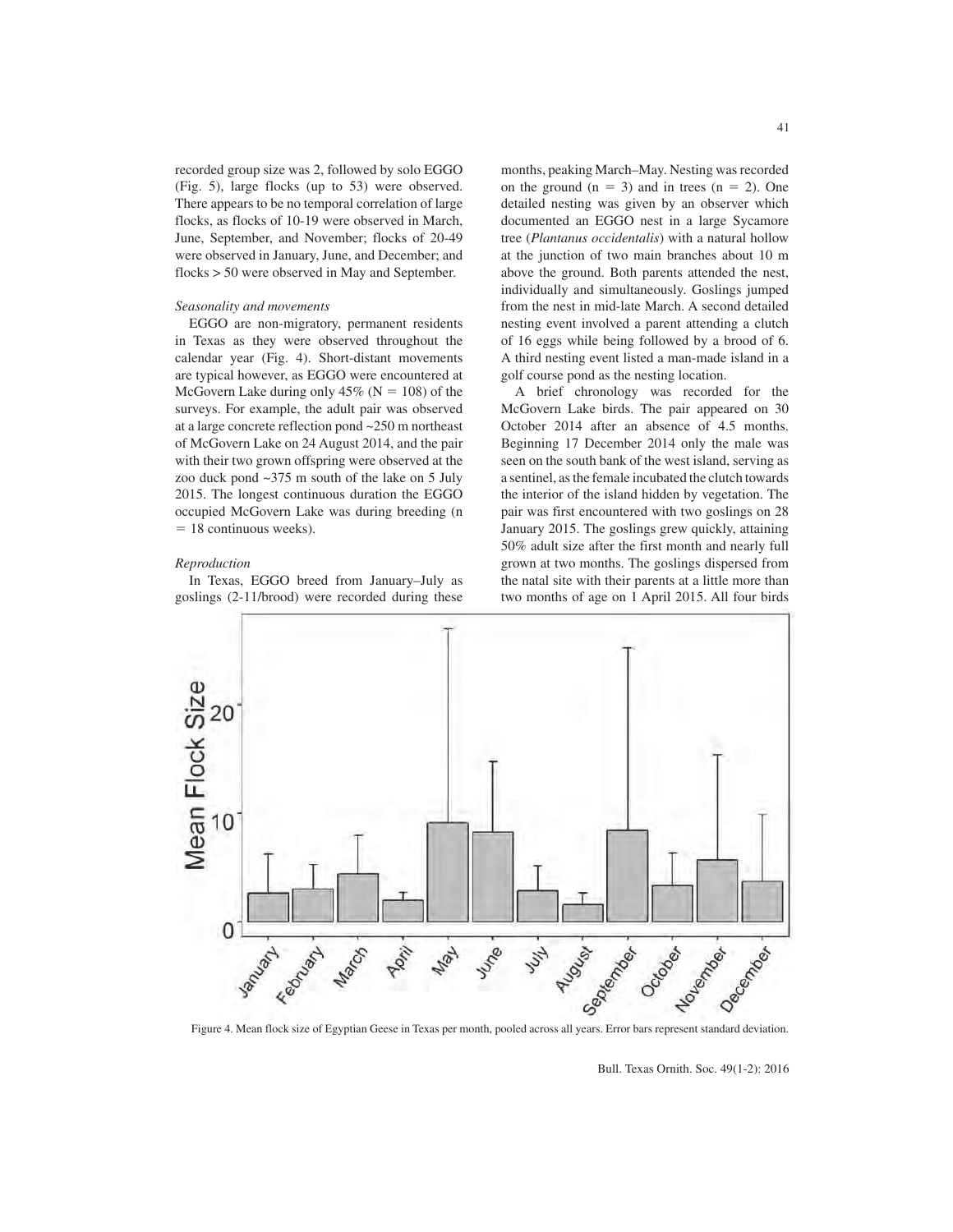recorded group size was 2, followed by solo EGGO (Fig. 5), large flocks (up to 53) were observed. There appears to be no temporal correlation of large flocks, as flocks of 10-19 were observed in March, June, September, and November; flocks of 20-49 were observed in January, June, and December; and flocks > 50 were observed in May and September.

*Seasonality and movements*

EGGO are non-migratory, permanent residents in Texas as they were observed throughout the calendar year (Fig. 4). Short-distant movements are typical however, as EGGO were encountered at McGovern Lake during only 45% (N = 108) of the surveys. For example, the adult pair was observed at a large concrete reflection pond ~250 m northeast of McGovern Lake on 24 August 2014, and the pair with their two grown offspring were observed at the zoo duck pond ~375 m south of the lake on 5 July 2015. The longest continuous duration the EGGO occupied McGovern Lake was during breeding (n = 18 continuous weeks).

*Reproduction*

In Texas, EGGO breed from January–July as goslings (2-11/brood) were recorded during these months, peaking March–May. Nesting was recorded on the ground (n = 3) and in trees (n = 2). One detailed nesting was given by an observer which documented an EGGO nest in a large Sycamore tree (*Plantanus occidentalis*) with a natural hollow at the junction of two main branches about 10 m above the ground. Both parents attended the nest, individually and simultaneously. Goslings jumped from the nest in mid-late March. A second detailed nesting event involved a parent attending a clutch of 16 eggs while being followed by a brood of 6. A third nesting event listed a man-made island in a golf course pond as the nesting location.

A brief chronology was recorded for the McGovern Lake birds. The pair appeared on 30 October 2014 after an absence of 4.5 months. Beginning 17 December 2014 only the male was seen on the south bank of the west island, serving as a sentinel, as the female incubated the clutch towards the interior of the island hidden by vegetation. The pair was first encountered with two goslings on 28 January 2015. The goslings grew quickly, attaining 50% adult size after the first month and nearly full grown at two months. The goslings dispersed from the natal site with their parents at a little more than two months of age on 1 April 2015. All four birds

Figure 4. Mean flock size of Egyptian Geese in Texas per month, pooled across all years. Error bars represent standard deviation.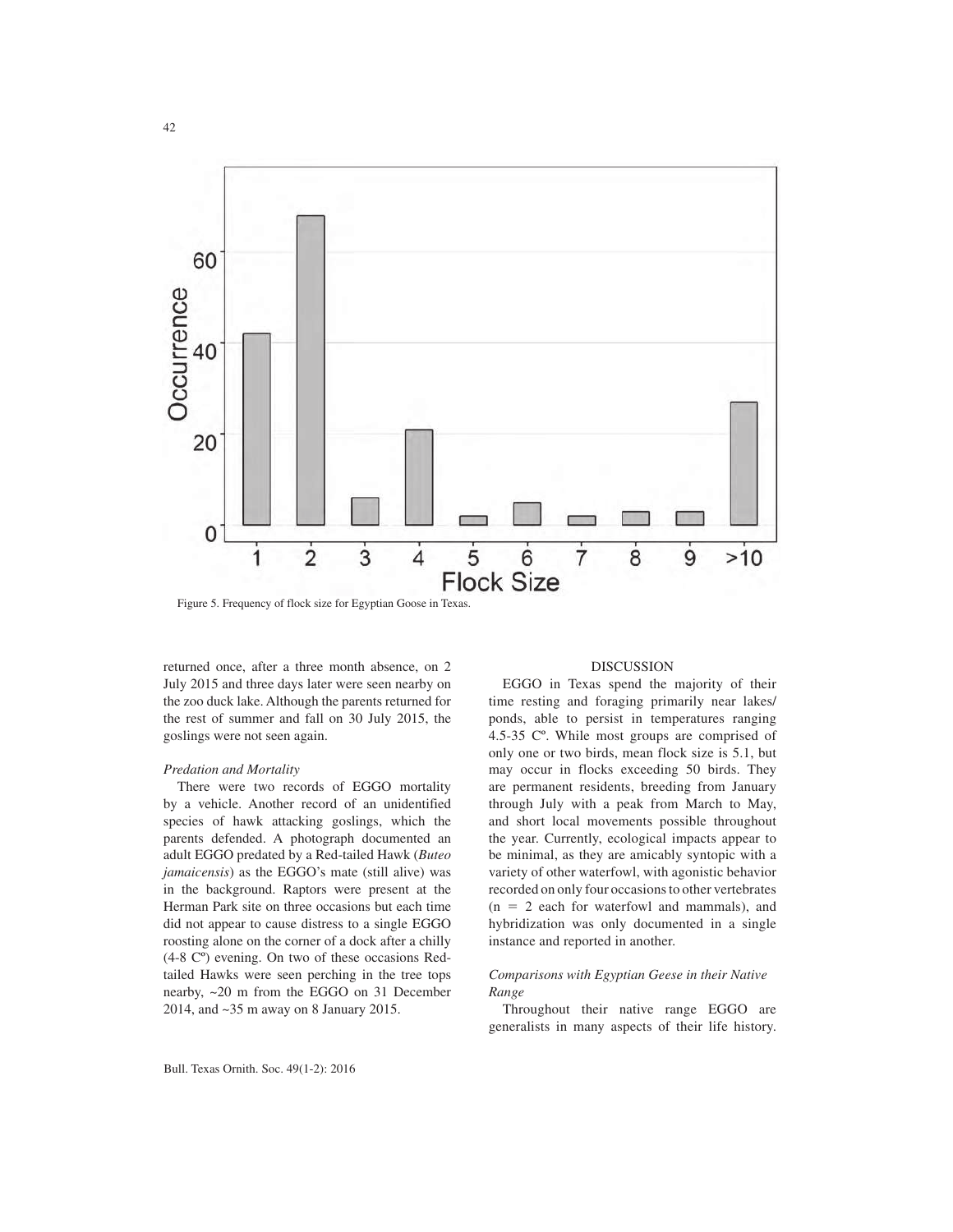Figure 5. Frequency of flock size for Egyptian Goose in Texas.

returned once, after a three month absence, on 2 July 2015 and three days later were seen nearby on the zoo duck lake. Although the parents returned for the rest of summer and fall on 30 July 2015, the goslings were not seen again.

*Predation and Mortality*

There were two records of EGGO mortality by a vehicle. Another record of an unidentified species of hawk attacking goslings, which the parents defended. A photograph documented an adult EGGO predated by a Red-tailed Hawk (*Buteo jamaicensis*) as the EGGO's mate (still alive) was in the background. Raptors were present at the Herman Park site on three occasions but each time did not appear to cause distress to a single EGGO roosting alone on the corner of a dock after a chilly (4-8 Cº) evening. On two of these occasions Red-tailed Hawks were seen perching in the tree tops nearby, ~20 m from the EGGO on 31 December 2014, and ~35 m away on 8 January 2015.

## DISCUSSION

EGGO in Texas spend the majority of their time resting and foraging primarily near lakes/ponds, able to persist in temperatures ranging 4.5-35 Cº. While most groups are comprised of only one or two birds, mean flock size is 5.1, but may occur in flocks exceeding 50 birds. They are permanent residents, breeding from January through July with a peak from March to May, and short local movements possible throughout the year. Currently, ecological impacts appear to be minimal, as they are amicably syntopic with a variety of other waterfowl, with agonistic behavior recorded on only four occasions to other vertebrates ($n = 2$ each for waterfowl and mammals), and hybridization was only documented in a single instance and reported in another.

*Comparisons with Egyptian Geese in their Native Range*

Throughout their native range EGGO are generalists in many aspects of their life history.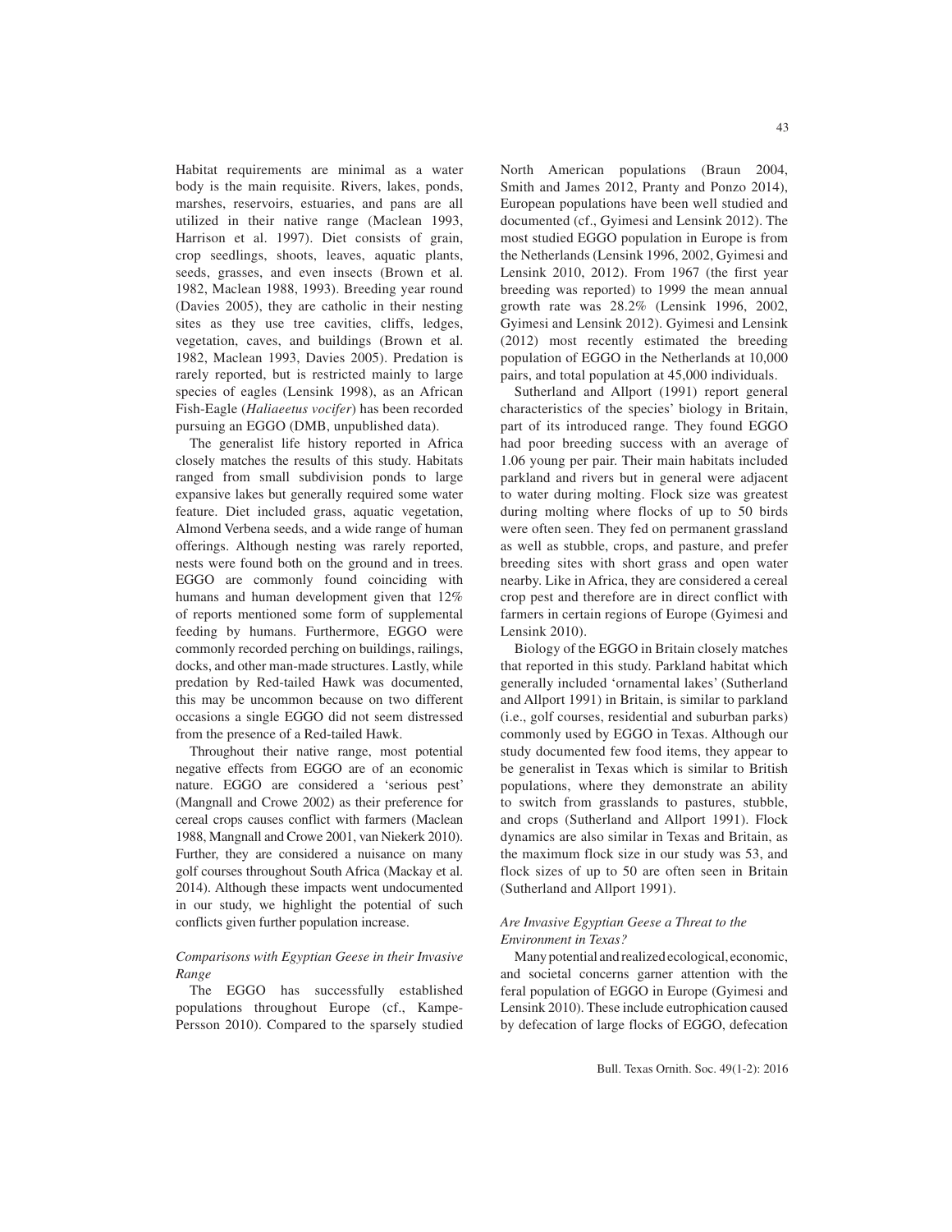Habitat requirements are minimal as a water body is the main requisite. Rivers, lakes, ponds, marshes, reservoirs, estuaries, and pans are all utilized in their native range (Maclean 1993, Harrison et al. 1997). Diet consists of grain, crop seedlings, shoots, leaves, aquatic plants, seeds, grasses, and even insects (Brown et al. 1982, Maclean 1988, 1993). Breeding year round (Davies 2005), they are catholic in their nesting sites as they use tree cavities, cliffs, ledges, vegetation, caves, and buildings (Brown et al. 1982, Maclean 1993, Davies 2005). Predation is rarely reported, but is restricted mainly to large species of eagles (Lensink 1998), as an African Fish-Eagle (*Haliaeetus vocifer*) has been recorded pursuing an EGGO (DMB, unpublished data).

The generalist life history reported in Africa closely matches the results of this study. Habitats ranged from small subdivision ponds to large expansive lakes but generally required some water feature. Diet included grass, aquatic vegetation, Almond Verbena seeds, and a wide range of human offerings. Although nesting was rarely reported, nests were found both on the ground and in trees. EGGO are commonly found coinciding with humans and human development given that 12% of reports mentioned some form of supplemental feeding by humans. Furthermore, EGGO were commonly recorded perching on buildings, railings, docks, and other man-made structures. Lastly, while predation by Red-tailed Hawk was documented, this may be uncommon because on two different occasions a single EGGO did not seem distressed from the presence of a Red-tailed Hawk.

Throughout their native range, most potential negative effects from EGGO are of an economic nature. EGGO are considered a 'serious pest' (Mangnall and Crowe 2002) as their preference for cereal crops causes conflict with farmers (Maclean 1988, Mangnall and Crowe 2001, van Niekerk 2010). Further, they are considered a nuisance on many golf courses throughout South Africa (Mackay et al. 2014). Although these impacts went undocumented in our study, we highlight the potential of such conflicts given further population increase.

### *Comparisons with Egyptian Geese in their Invasive Range*

The EGGO has successfully established populations throughout Europe (cf., Kampe-Persson 2010). Compared to the sparsely studied North American populations (Braun 2004, Smith and James 2012, Pranty and Ponzo 2014), European populations have been well studied and documented (cf., Gyimesi and Lensink 2012). The most studied EGGO population in Europe is from the Netherlands (Lensink 1996, 2002, Gyimesi and Lensink 2010, 2012). From 1967 (the first year breeding was reported) to 1999 the mean annual growth rate was 28.2% (Lensink 1996, 2002, Gyimesi and Lensink 2012). Gyimesi and Lensink (2012) most recently estimated the breeding population of EGGO in the Netherlands at 10,000 pairs, and total population at 45,000 individuals.

Sutherland and Allport (1991) report general characteristics of the species' biology in Britain, part of its introduced range. They found EGGO had poor breeding success with an average of 1.06 young per pair. Their main habitats included parkland and rivers but in general were adjacent to water during molting. Flock size was greatest during molting where flocks of up to 50 birds were often seen. They fed on permanent grassland as well as stubble, crops, and pasture, and prefer breeding sites with short grass and open water nearby. Like in Africa, they are considered a cereal crop pest and therefore are in direct conflict with farmers in certain regions of Europe (Gyimesi and Lensink 2010).

Biology of the EGGO in Britain closely matches that reported in this study. Parkland habitat which generally included 'ornamental lakes' (Sutherland and Allport 1991) in Britain, is similar to parkland (i.e., golf courses, residential and suburban parks) commonly used by EGGO in Texas. Although our study documented few food items, they appear to be generalist in Texas which is similar to British populations, where they demonstrate an ability to switch from grasslands to pastures, stubble, and crops (Sutherland and Allport 1991). Flock dynamics are also similar in Texas and Britain, as the maximum flock size in our study was 53, and flock sizes of up to 50 are often seen in Britain (Sutherland and Allport 1991).

### *Are Invasive Egyptian Geese a Threat to the Environment in Texas?*

Many potential and realized ecological, economic, and societal concerns garner attention with the feral population of EGGO in Europe (Gyimesi and Lensink 2010). These include eutrophication caused by defecation of large flocks of EGGO, defecation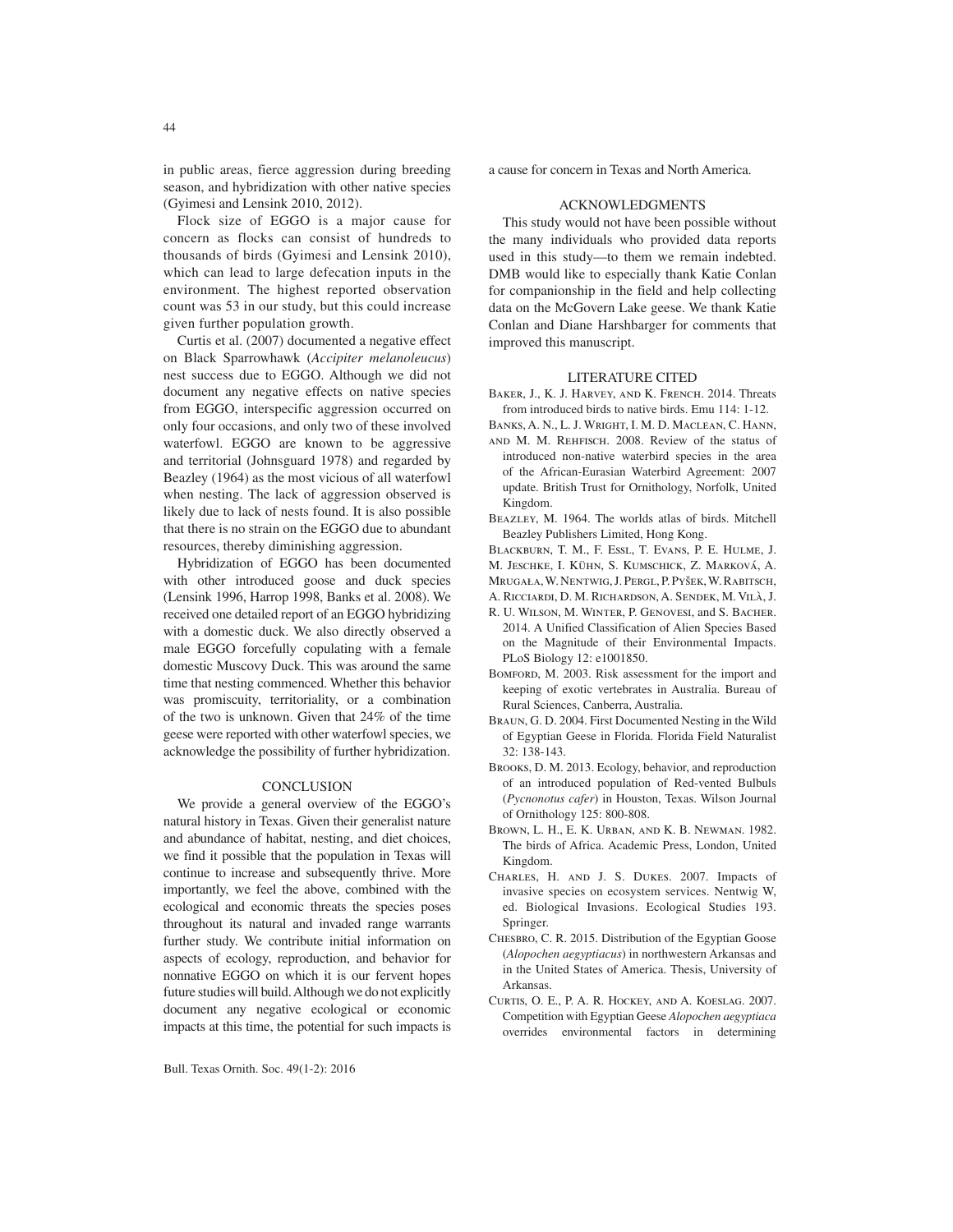in public areas, fierce aggression during breeding season, and hybridization with other native species (Gyimesi and Lensink 2010, 2012).

Flock size of EGGO is a major cause for concern as flocks can consist of hundreds to thousands of birds (Gyimesi and Lensink 2010), which can lead to large defecation inputs in the environment. The highest reported observation count was 53 in our study, but this could increase given further population growth.

Curtis et al. (2007) documented a negative effect on Black Sparrowhawk (*Accipiter melanoleucus*) nest success due to EGGO. Although we did not document any negative effects on native species from EGGO, interspecific aggression occurred on only four occasions, and only two of these involved waterfowl. EGGO are known to be aggressive and territorial (Johnsguard 1978) and regarded by Beazley (1964) as the most vicious of all waterfowl when nesting. The lack of aggression observed is likely due to lack of nests found. It is also possible that there is no strain on the EGGO due to abundant resources, thereby diminishing aggression.

Hybridization of EGGO has been documented with other introduced goose and duck species (Lensink 1996, Harrop 1998, Banks et al. 2008). We received one detailed report of an EGGO hybridizing with a domestic duck. We also directly observed a male EGGO forcefully copulating with a female domestic Muscovy Duck. This was around the same time that nesting commenced. Whether this behavior was promiscuity, territoriality, or a combination of the two is unknown. Given that 24% of the time geese were reported with other waterfowl species, we acknowledge the possibility of further hybridization.

## CONCLUSION

We provide a general overview of the EGGO's natural history in Texas. Given their generalist nature and abundance of habitat, nesting, and diet choices, we find it possible that the population in Texas will continue to increase and subsequently thrive. More importantly, we feel the above, combined with the ecological and economic threats the species poses throughout its natural and invaded range warrants further study. We contribute initial information on aspects of ecology, reproduction, and behavior for nonnative EGGO on which it is our fervent hopes future studies will build. Although we do not explicitly document any negative ecological or economic impacts at this time, the potential for such impacts is a cause for concern in Texas and North America.

## ACKNOWLEDGMENTS

This study would not have been possible without the many individuals who provided data reports used in this study—to them we remain indebted. DMB would like to especially thank Katie Conlan for companionship in the field and help collecting data on the McGovern Lake geese. We thank Katie Conlan and Diane Harshbarger for comments that improved this manuscript.

## LITERATURE CITED

Baker, J., K. J. Harvey, and K. French. 2014. Threats from introduced birds to native birds. Emu 114: 1-12.

Banks, A. N., L. J. Wright, I. M. D. Maclean, C. Hann, and M. M. Rehfisch. 2008. Review of the status of introduced non-native waterbird species in the area of the African-Eurasian Waterbird Agreement: 2007 update. British Trust for Ornithology, Norfolk, United Kingdom.

Beazley, M. 1964. The worlds atlas of birds. Mitchell Beazley Publishers Limited, Hong Kong.

Blackburn, T. M., F. Essl, T. Evans, P. E. Hulme, J. M. Jeschke, I. Kühn, S. Kumschick, Z. Marková, A. Mrugała, W. Nentwig, J. Pergl, P. Pyšek, W. Rabitsch, A. Ricciardi, D. M. Richardson, A. Sendek, M. Vilà, J. R. U. Wilson, M. Winter, P. Genovesi, and S. Bacher. 2014. A Unified Classification of Alien Species Based on the Magnitude of their Environmental Impacts. PLoS Biology 12: e1001850.

Bomford, M. 2003. Risk assessment for the import and keeping of exotic vertebrates in Australia. Bureau of Rural Sciences, Canberra, Australia.

Braun, G. D. 2004. First Documented Nesting in the Wild of Egyptian Geese in Florida. Florida Field Naturalist 32: 138-143.

Brooks, D. M. 2013. Ecology, behavior, and reproduction of an introduced population of Red-vented Bulbuls (*Pycnonotus cafer*) in Houston, Texas. Wilson Journal of Ornithology 125: 800-808.

Brown, L. H., E. K. Urban, and K. B. Newman. 1982. The birds of Africa. Academic Press, London, United Kingdom.

Charles, H. and J. S. Dukes. 2007. Impacts of invasive species on ecosystem services. Nentwig W, ed. Biological Invasions. Ecological Studies 193. Springer.

Chesbro, C. R. 2015. Distribution of the Egyptian Goose (*Alopochen aegyptiacus*) in northwestern Arkansas and in the United States of America. Thesis, University of Arkansas.

Curtis, O. E., P. A. R. Hockey, and A. Koeslag. 2007. Competition with Egyptian Geese *Alopochen aegyptiaca* overrides environmental factors in determining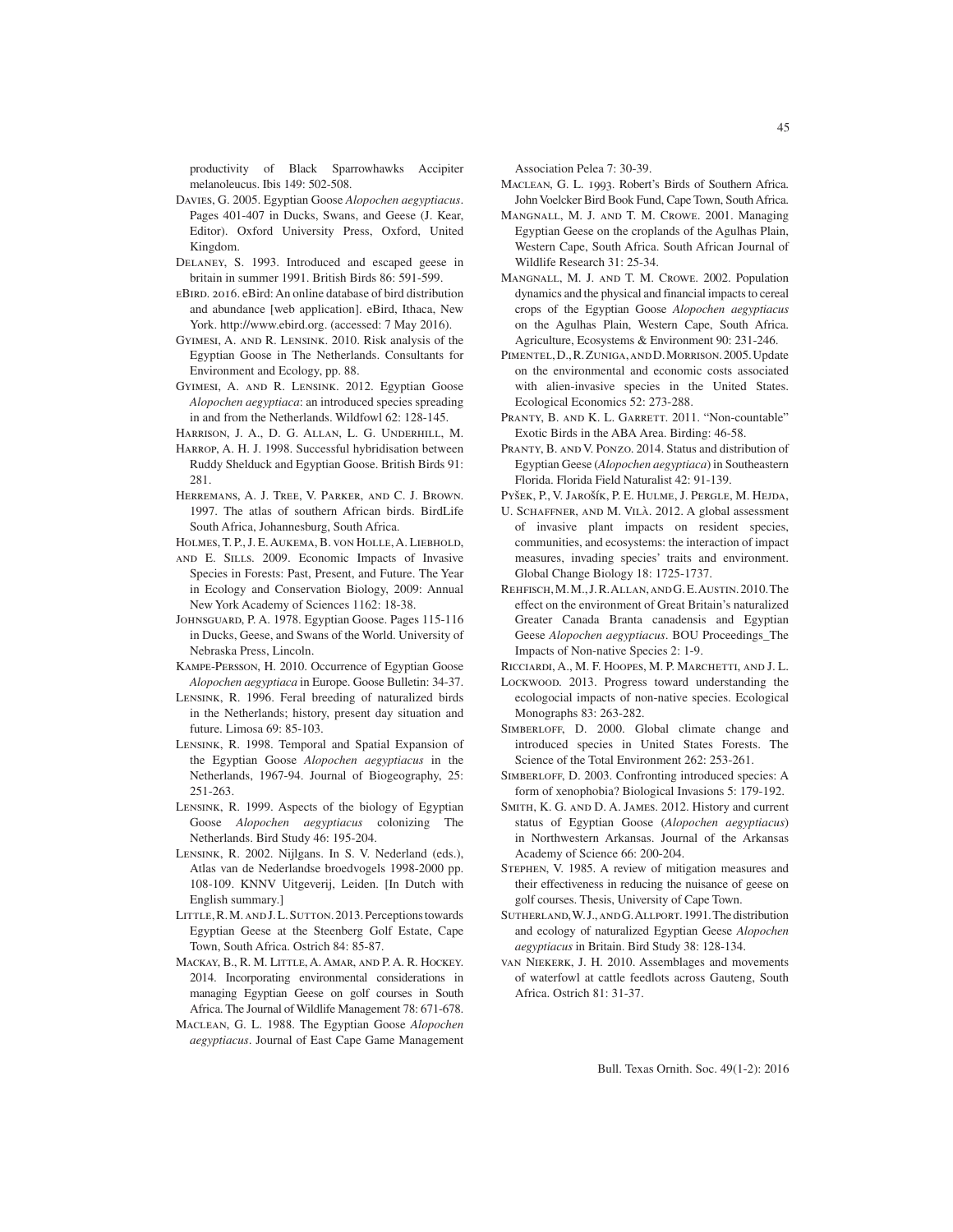productivity of Black Sparrowhawks Accipiter melanoleucus. Ibis 149: 502-508.

Davies, G. 2005. Egyptian Goose *Alopochen aegyptiacus*. Pages 401-407 in Ducks, Swans, and Geese (J. Kear, Editor). Oxford University Press, Oxford, United Kingdom.

Delaney, S. 1993. Introduced and escaped geese in britain in summer 1991. British Birds 86: 591-599.

eBird. 2016. eBird: An online database of bird distribution and abundance [web application]. eBird, Ithaca, New York. http://www.ebird.org. (accessed: 7 May 2016).

Gyimesi, A. and R. Lensink. 2010. Risk analysis of the Egyptian Goose in The Netherlands. Consultants for Environment and Ecology, pp. 88.

Gyimesi, A. and R. Lensink. 2012. Egyptian Goose *Alopochen aegyptiaca*: an introduced species spreading in and from the Netherlands. Wildfowl 62: 128-145.

Harrison, J. A., D. G. Allan, L. G. Underhill, M. Harrop, A. H. J. 1998. Successful hybridisation between Ruddy Shelduck and Egyptian Goose. British Birds 91: 281.

Herremans, A. J. Tree, V. Parker, and C. J. Brown. 1997. The atlas of southern African birds. BirdLife South Africa, Johannesburg, South Africa.

Holmes, T. P., J. E. Aukema, B. von Holle, A. Liebhold, and E. Sills. 2009. Economic Impacts of Invasive Species in Forests: Past, Present, and Future. The Year in Ecology and Conservation Biology, 2009: Annual New York Academy of Sciences 1162: 18-38.

Johnsguard, P. A. 1978. Egyptian Goose. Pages 115-116 in Ducks, Geese, and Swans of the World. University of Nebraska Press, Lincoln.

Kampe-Persson, H. 2010. Occurrence of Egyptian Goose *Alopochen aegyptiaca* in Europe. Goose Bulletin: 34-37.

Lensink, R. 1996. Feral breeding of naturalized birds in the Netherlands; history, present day situation and future. Limosa 69: 85-103.

Lensink, R. 1998. Temporal and Spatial Expansion of the Egyptian Goose *Alopochen aegyptiacus* in the Netherlands, 1967-94. Journal of Biogeography, 25: 251-263.

Lensink, R. 1999. Aspects of the biology of Egyptian Goose *Alopochen aegyptiacus* colonizing The Netherlands. Bird Study 46: 195-204.

Lensink, R. 2002. Nijlgans. In S. V. Nederland (eds.), Atlas van de Nederlandse broedvogels 1998-2000 pp. 108-109. KNNV Uitgeverij, Leiden. [In Dutch with English summary.]

Little, R. M. and J. L. Sutton. 2013. Perceptions towards Egyptian Geese at the Steenberg Golf Estate, Cape Town, South Africa. Ostrich 84: 85-87.

Mackay, B., R. M. Little, A. Amar, and P. A. R. Hockey. 2014. Incorporating environmental considerations in managing Egyptian Geese on golf courses in South Africa. The Journal of Wildlife Management 78: 671-678.

Maclean, G. L. 1988. The Egyptian Goose *Alopochen aegyptiacus*. Journal of East Cape Game Management Association Pelea 7: 30-39.

Maclean, G. L. 1993. Robert's Birds of Southern Africa. John Voelcker Bird Book Fund, Cape Town, South Africa.

Mangnall, M. J. and T. M. Crowe. 2001. Managing Egyptian Geese on the croplands of the Agulhas Plain, Western Cape, South Africa. South African Journal of Wildlife Research 31: 25-34.

Mangnall, M. J. and T. M. Crowe. 2002. Population dynamics and the physical and financial impacts to cereal crops of the Egyptian Goose *Alopochen aegyptiacus* on the Agulhas Plain, Western Cape, South Africa. Agriculture, Ecosystems & Environment 90: 231-246.

Pimentel, D., R. Zuniga, and D. Morrison. 2005. Update on the environmental and economic costs associated with alien-invasive species in the United States. Ecological Economics 52: 273-288.

Pranty, B. and K. L. Garrett. 2011. "Non-countable" Exotic Birds in the ABA Area. Birding: 46-58.

Pranty, B. and V. Ponzo. 2014. Status and distribution of Egyptian Geese (*Alopochen aegyptiaca*) in Southeastern Florida. Florida Field Naturalist 42: 91-139.

Pyšek, P., V. Jarošík, P. E. Hulme, J. Pergle, M. Hejda, U. Schaffner, and M. Vilà. 2012. A global assessment of invasive plant impacts on resident species, communities, and ecosystems: the interaction of impact measures, invading species' traits and environment. Global Change Biology 18: 1725-1737.

Rehfisch, M. M., J. R. Allan, and G. E. Austin. 2010. The effect on the environment of Great Britain's naturalized Greater Canada Branta canadensis and Egyptian Geese *Alopochen aegyptiacus*. BOU Proceedings_The Impacts of Non-native Species 2: 1-9.

Ricciardi, A., M. F. Hoopes, M. P. Marchetti, and J. L. Lockwood. 2013. Progress toward understanding the ecologocial impacts of non-native species. Ecological Monographs 83: 263-282.

Simberloff, D. 2000. Global climate change and introduced species in United States Forests. The Science of the Total Environment 262: 253-261.

Simberloff, D. 2003. Confronting introduced species: A form of xenophobia? Biological Invasions 5: 179-192.

Smith, K. G. and D. A. James. 2012. History and current status of Egyptian Goose (*Alopochen aegyptiacus*) in Northwestern Arkansas. Journal of the Arkansas Academy of Science 66: 200-204.

Stephen, V. 1985. A review of mitigation measures and their effectiveness in reducing the nuisance of geese on golf courses. Thesis, University of Cape Town.

Sutherland, W. J., and G. Allport. 1991. The distribution and ecology of naturalized Egyptian Geese *Alopochen aegyptiacus* in Britain. Bird Study 38: 128-134.

van Niekerk, J. H. 2010. Assemblages and movements of waterfowl at cattle feedlots across Gauteng, South Africa. Ostrich 81: 31-37.